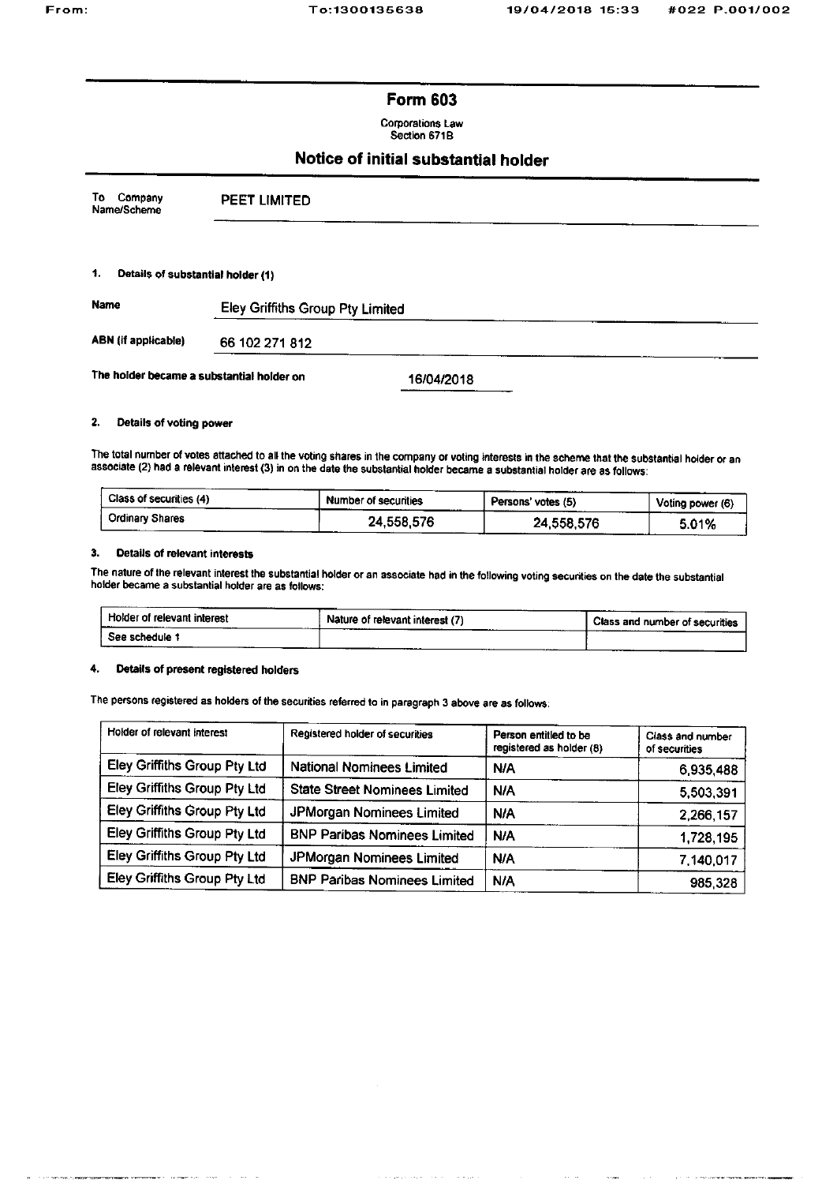# Form 603

Corporations Law
Section 671B

## Notice of initial substantial holder

| To Company Name/Scheme | PEET LIMITED |
|---|---|

### 1. Details of substantial holder (1)

| | |
|---|---|
| Name | Eley Griffiths Group Pty Limited |
| ABN (if applicable) | 66 102 271 812 |

The holder became a substantial holder on 16/04/2018

### 2. Details of voting power

The total number of votes attached to all the voting shares in the company or voting interests in the scheme that the substantial holder or an associate (2) had a relevant interest (3) in on the date the substantial holder became a substantial holder are as follows:

| Class of securities (4) | Number of securities | Persons' votes (5) | Voting power (6) |
|---|---|---|---|
| Ordinary Shares | 24,558,576 | 24,558,576 | 5.01% |

### 3. Details of relevant interests

The nature of the relevant interest the substantial holder or an associate had in the following voting securities on the date the substantial holder became a substantial holder are as follows:

| Holder of relevant interest | Nature of relevant interest (7) | Class and number of securities |
|---|---|---|
| See schedule 1 | | |

### 4. Details of present registered holders

The persons registered as holders of the securities referred to in paragraph 3 above are as follows.

| Holder of relevant interest | Registered holder of securities | Person entitled to be registered as holder (8) | Class and number of securities |
|---|---|---|---|
| Eley Griffiths Group Pty Ltd | National Nominees Limited | N/A | 6,935,488 |
| Eley Griffiths Group Pty Ltd | State Street Nominees Limited | N/A | 5,503,391 |
| Eley Griffiths Group Pty Ltd | JPMorgan Nominees Limited | N/A | 2,266,157 |
| Eley Griffiths Group Pty Ltd | BNP Paribas Nominees Limited | N/A | 1,728,195 |
| Eley Griffiths Group Pty Ltd | JPMorgan Nominees Limited | N/A | 7,140,017 |
| Eley Griffiths Group Pty Ltd | BNP Paribas Nominees Limited | N/A | 985,328 |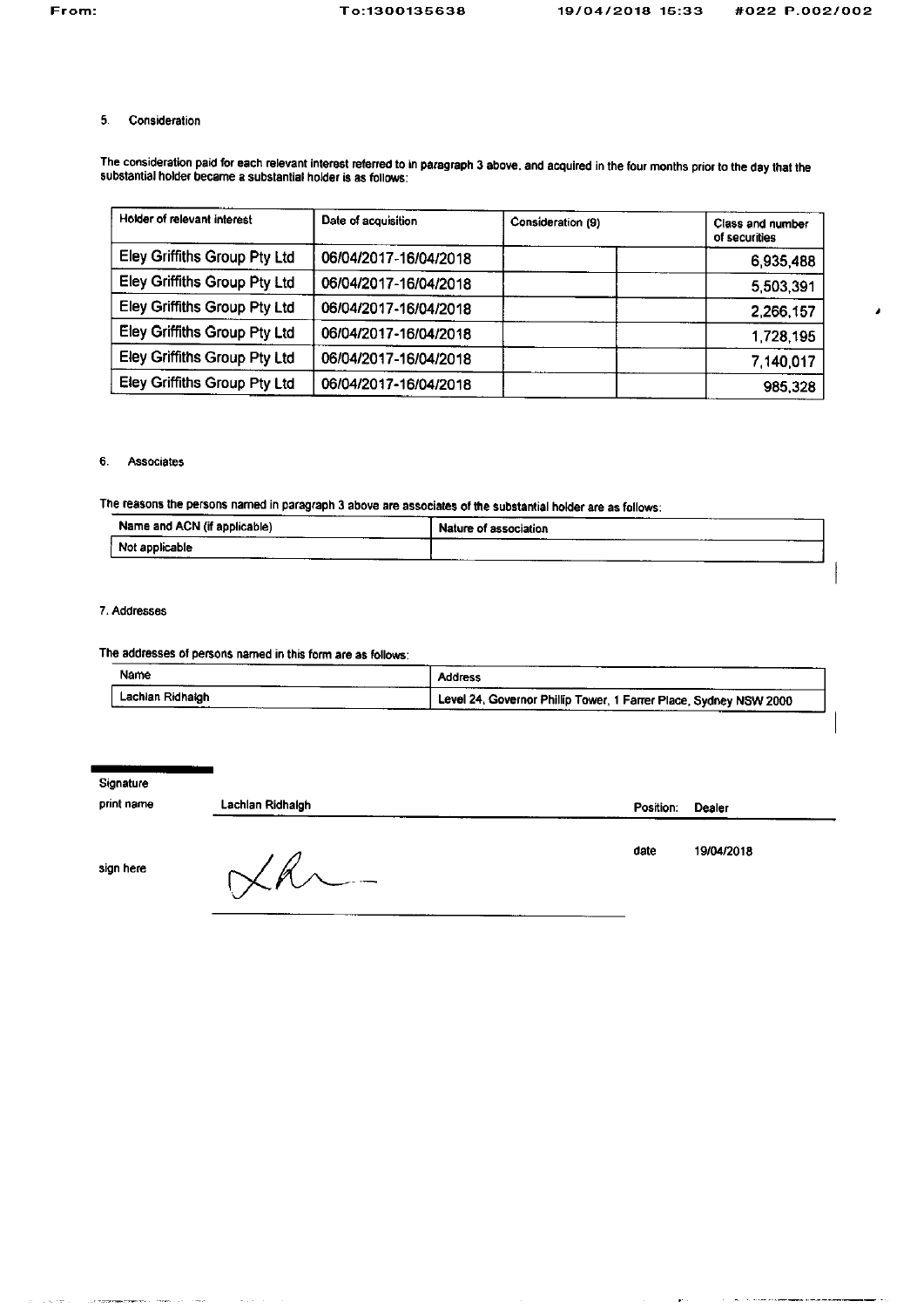5. Consideration

The consideration paid for each relevant interest referred to in paragraph 3 above, and acquired in the four months prior to the day that the substantial holder became a substantial holder is as follows:

| Holder of relevant interest | Date of acquisition | Consideration (9) | | Class and number of securities |
|---|---|---|---|---|
| Eley Griffiths Group Pty Ltd | 06/04/2017-16/04/2018 | | | 6,935,488 |
| Eley Griffiths Group Pty Ltd | 06/04/2017-16/04/2018 | | | 5,503,391 |
| Eley Griffiths Group Pty Ltd | 06/04/2017-16/04/2018 | | | 2,266,157 |
| Eley Griffiths Group Pty Ltd | 06/04/2017-16/04/2018 | | | 1,728,195 |
| Eley Griffiths Group Pty Ltd | 06/04/2017-16/04/2018 | | | 7,140,017 |
| Eley Griffiths Group Pty Ltd | 06/04/2017-16/04/2018 | | | 985,328 |

6. Associates

The reasons the persons named in paragraph 3 above are associates of the substantial holder are as follows:

| Name and ACN (if applicable) | Nature of association |
|---|---|
| Not applicable | |

7. Addresses

The addresses of persons named in this form are as follows:

| Name | Address |
|---|---|
| Lachlan Ridhalgh | Level 24, Governor Phillip Tower, 1 Farrer Place, Sydney NSW 2000 |

Signature

print name Lachlan Ridhalgh Position: Dealer

sign here date 19/04/2018